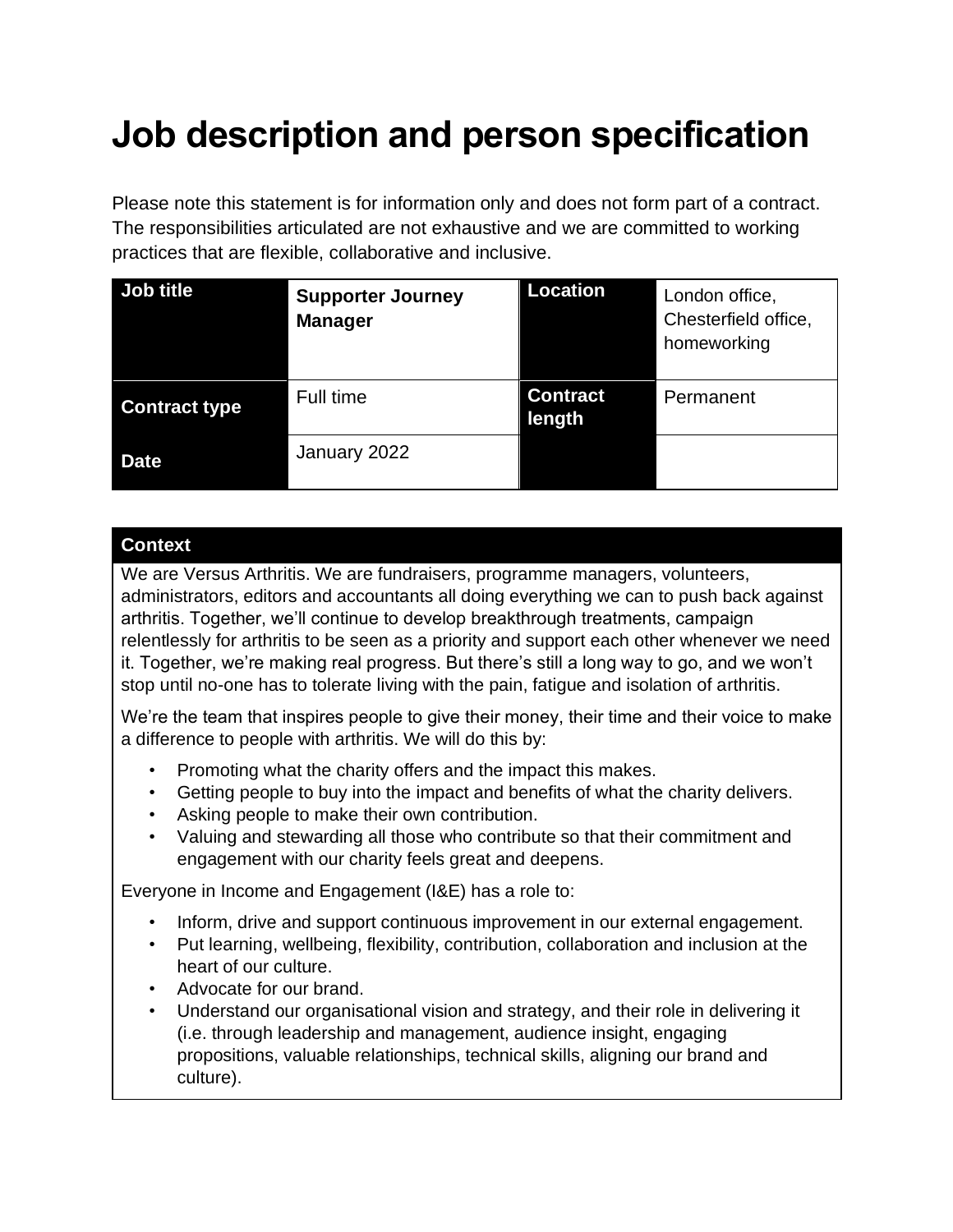# Job description and person specification

Please note this statement is for information only and does not form part of a contract. The responsibilities articulated are not exhaustive and we are committed to working practices that are flexible, collaborative and inclusive.

| Job title | Supporter Journey Manager | Location | London office, Chesterfield office, homeworking |
|---|---|---|---|
| Contract type | Full time | Contract length | Permanent |
| Date | January 2022 | | |

| Context |
|---|
| We are Versus Arthritis. We are fundraisers, programme managers, volunteers, administrators, editors and accountants all doing everything we can to push back against arthritis. Together, we'll continue to develop breakthrough treatments, campaign relentlessly for arthritis to be seen as a priority and support each other whenever we need it. Together, we're making real progress. But there's still a long way to go, and we won't stop until no-one has to tolerate living with the pain, fatigue and isolation of arthritis. |

We're the team that inspires people to give their money, their time and their voice to make a difference to people with arthritis. We will do this by:

- Promoting what the charity offers and the impact this makes.
- Getting people to buy into the impact and benefits of what the charity delivers.
- Asking people to make their own contribution.
- Valuing and stewarding all those who contribute so that their commitment and engagement with our charity feels great and deepens.

Everyone in Income and Engagement (I&E) has a role to:

- Inform, drive and support continuous improvement in our external engagement.
- Put learning, wellbeing, flexibility, contribution, collaboration and inclusion at the heart of our culture.
- Advocate for our brand.
- Understand our organisational vision and strategy, and their role in delivering it (i.e. through leadership and management, audience insight, engaging propositions, valuable relationships, technical skills, aligning our brand and culture).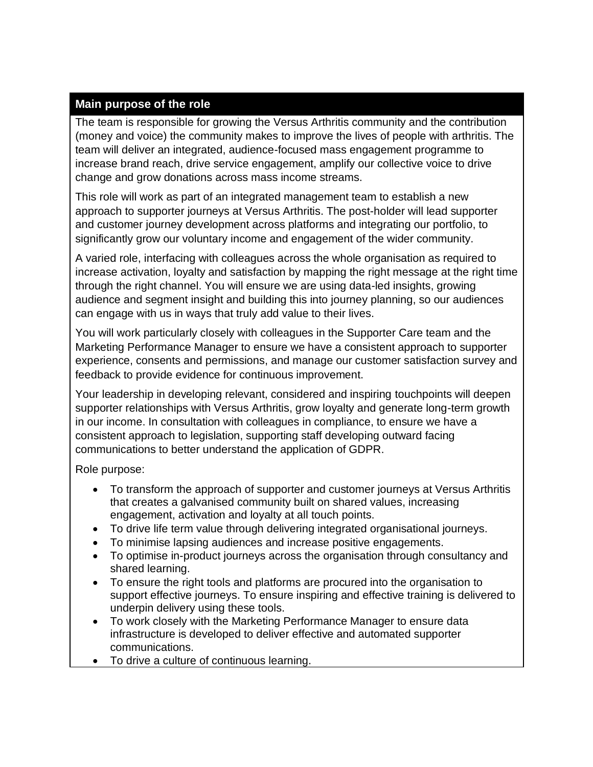## Main purpose of the role

The team is responsible for growing the Versus Arthritis community and the contribution (money and voice) the community makes to improve the lives of people with arthritis. The team will deliver an integrated, audience-focused mass engagement programme to increase brand reach, drive service engagement, amplify our collective voice to drive change and grow donations across mass income streams.

This role will work as part of an integrated management team to establish a new approach to supporter journeys at Versus Arthritis. The post-holder will lead supporter and customer journey development across platforms and integrating our portfolio, to significantly grow our voluntary income and engagement of the wider community.

A varied role, interfacing with colleagues across the whole organisation as required to increase activation, loyalty and satisfaction by mapping the right message at the right time through the right channel. You will ensure we are using data-led insights, growing audience and segment insight and building this into journey planning, so our audiences can engage with us in ways that truly add value to their lives.

You will work particularly closely with colleagues in the Supporter Care team and the Marketing Performance Manager to ensure we have a consistent approach to supporter experience, consents and permissions, and manage our customer satisfaction survey and feedback to provide evidence for continuous improvement.

Your leadership in developing relevant, considered and inspiring touchpoints will deepen supporter relationships with Versus Arthritis, grow loyalty and generate long-term growth in our income. In consultation with colleagues in compliance, to ensure we have a consistent approach to legislation, supporting staff developing outward facing communications to better understand the application of GDPR.

Role purpose:

- To transform the approach of supporter and customer journeys at Versus Arthritis that creates a galvanised community built on shared values, increasing engagement, activation and loyalty at all touch points.
- To drive life term value through delivering integrated organisational journeys.
- To minimise lapsing audiences and increase positive engagements.
- To optimise in-product journeys across the organisation through consultancy and shared learning.
- To ensure the right tools and platforms are procured into the organisation to support effective journeys. To ensure inspiring and effective training is delivered to underpin delivery using these tools.
- To work closely with the Marketing Performance Manager to ensure data infrastructure is developed to deliver effective and automated supporter communications.
- To drive a culture of continuous learning.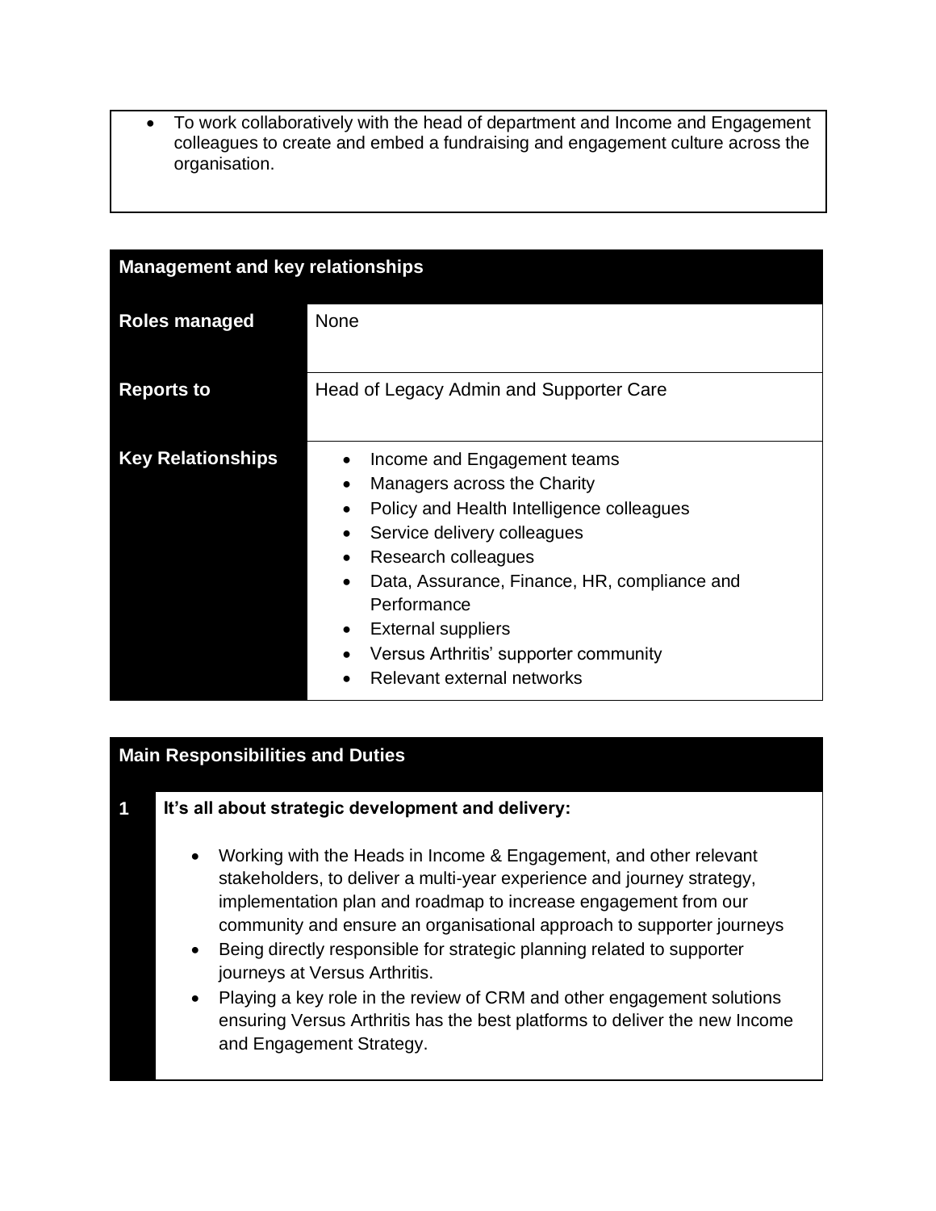- To work collaboratively with the head of department and Income and Engagement colleagues to create and embed a fundraising and engagement culture across the organisation.

| Management and key relationships | |
|---|---|
| **Roles managed** | None |
| **Reports to** | Head of Legacy Admin and Supporter Care |
| **Key Relationships** | • Income and Engagement teams<br>• Managers across the Charity<br>• Policy and Health Intelligence colleagues<br>• Service delivery colleagues<br>• Research colleagues<br>• Data, Assurance, Finance, HR, compliance and Performance<br>• External suppliers<br>• Versus Arthritis' supporter community<br>• Relevant external networks |

## Main Responsibilities and Duties

**1 It's all about strategic development and delivery:**

- Working with the Heads in Income & Engagement, and other relevant stakeholders, to deliver a multi-year experience and journey strategy, implementation plan and roadmap to increase engagement from our community and ensure an organisational approach to supporter journeys
- Being directly responsible for strategic planning related to supporter journeys at Versus Arthritis.
- Playing a key role in the review of CRM and other engagement solutions ensuring Versus Arthritis has the best platforms to deliver the new Income and Engagement Strategy.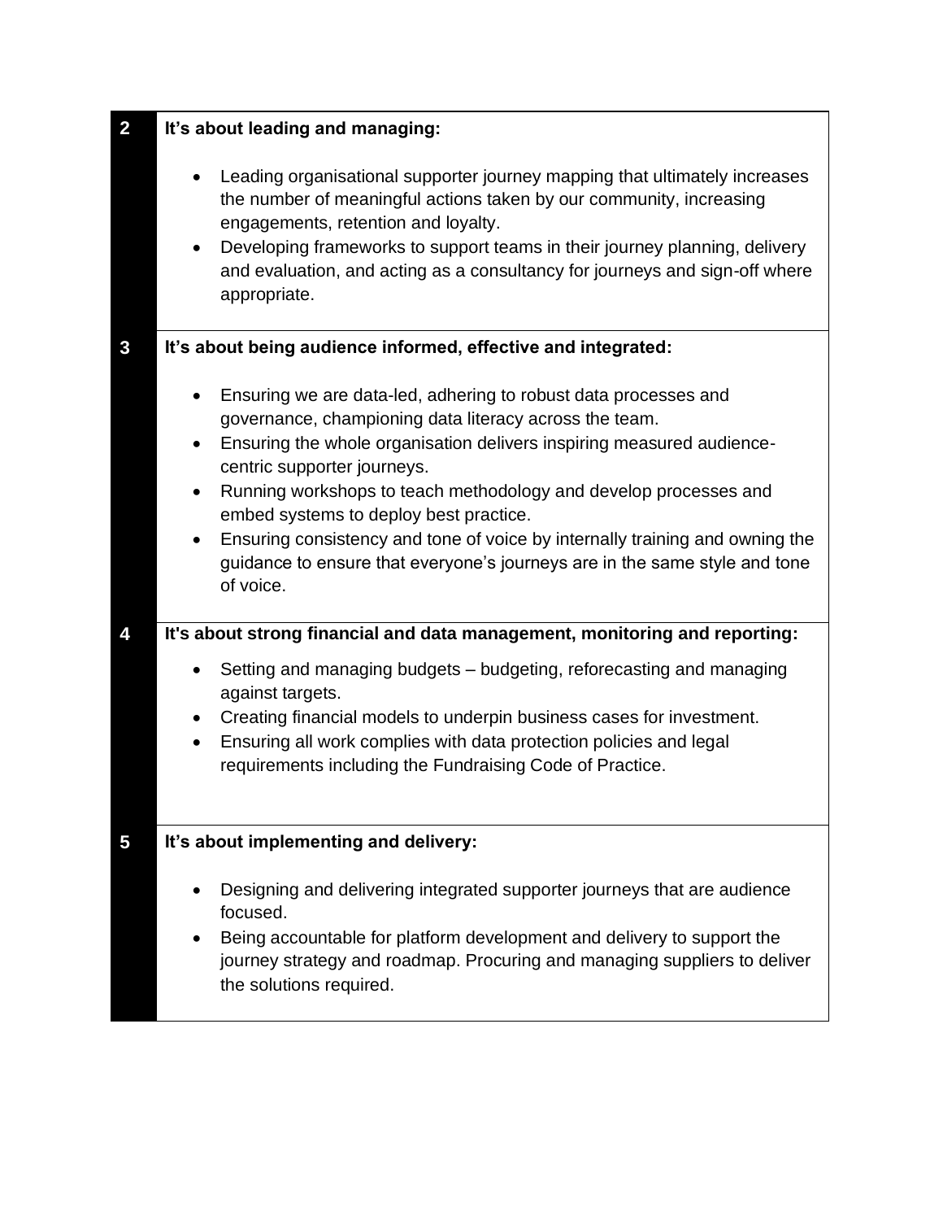| | |
|---|---|
| **2** | **It's about leading and managing:**<br><br>• Leading organisational supporter journey mapping that ultimately increases the number of meaningful actions taken by our community, increasing engagements, retention and loyalty.<br>• Developing frameworks to support teams in their journey planning, delivery and evaluation, and acting as a consultancy for journeys and sign-off where appropriate. |
| **3** | **It's about being audience informed, effective and integrated:**<br><br>• Ensuring we are data-led, adhering to robust data processes and governance, championing data literacy across the team.<br>• Ensuring the whole organisation delivers inspiring measured audience-centric supporter journeys.<br>• Running workshops to teach methodology and develop processes and embed systems to deploy best practice.<br>• Ensuring consistency and tone of voice by internally training and owning the guidance to ensure that everyone's journeys are in the same style and tone of voice. |
| **4** | **It's about strong financial and data management, monitoring and reporting:**<br><br>• Setting and managing budgets – budgeting, reforecasting and managing against targets.<br>• Creating financial models to underpin business cases for investment.<br>• Ensuring all work complies with data protection policies and legal requirements including the Fundraising Code of Practice. |
| **5** | **It's about implementing and delivery:**<br><br>• Designing and delivering integrated supporter journeys that are audience focused.<br>• Being accountable for platform development and delivery to support the journey strategy and roadmap. Procuring and managing suppliers to deliver the solutions required. |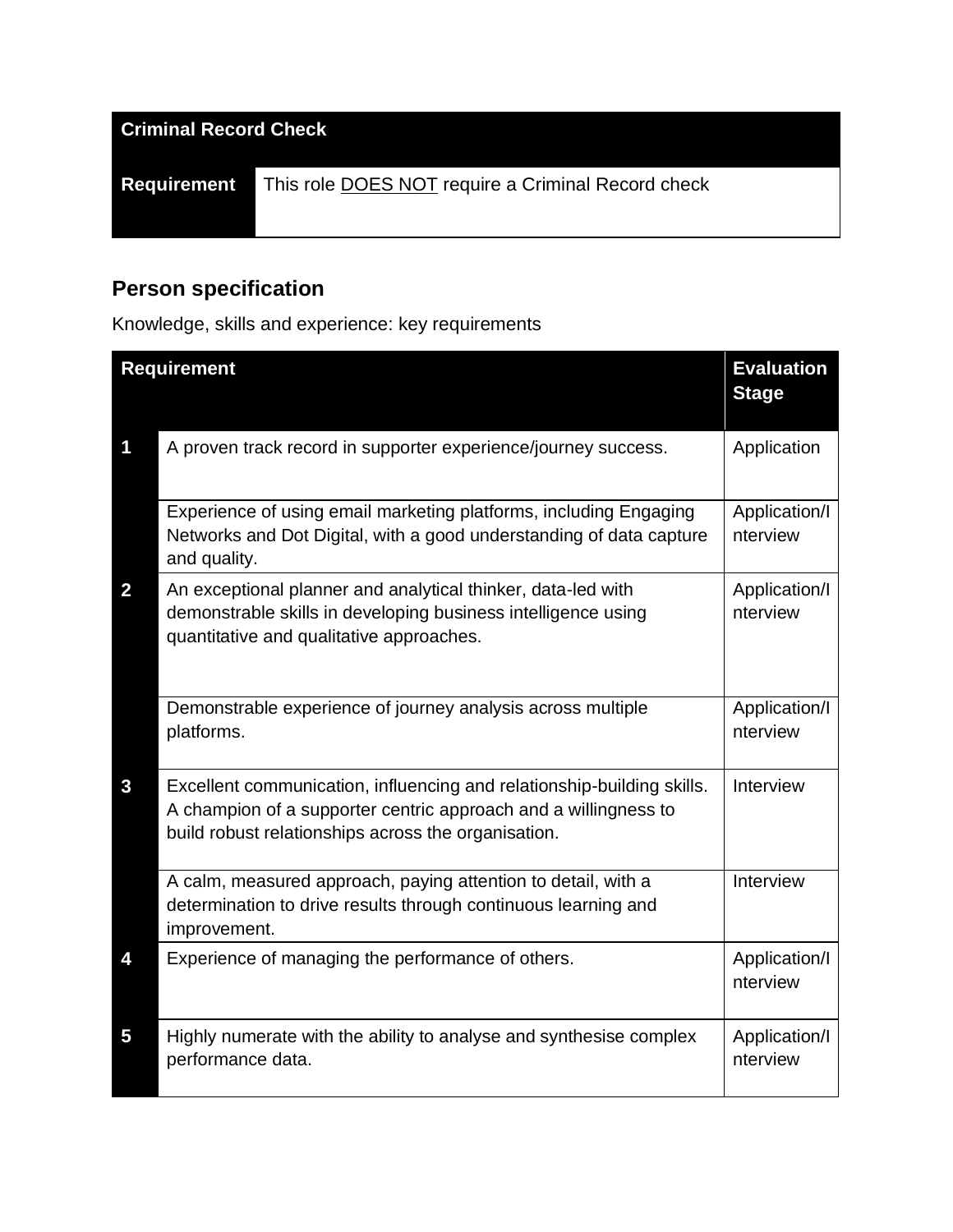| Criminal Record Check | |
|---|---|
| **Requirement** | This role DOES NOT require a Criminal Record check |

## Person specification

Knowledge, skills and experience: key requirements

| | Requirement | Evaluation Stage |
|---|---|---|
| **1** | A proven track record in supporter experience/journey success. | Application |
| | Experience of using email marketing platforms, including Engaging Networks and Dot Digital, with a good understanding of data capture and quality. | Application/Interview |
| **2** | An exceptional planner and analytical thinker, data-led with demonstrable skills in developing business intelligence using quantitative and qualitative approaches. | Application/Interview |
| | Demonstrable experience of journey analysis across multiple platforms. | Application/Interview |
| **3** | Excellent communication, influencing and relationship-building skills. A champion of a supporter centric approach and a willingness to build robust relationships across the organisation. | Interview |
| | A calm, measured approach, paying attention to detail, with a determination to drive results through continuous learning and improvement. | Interview |
| **4** | Experience of managing the performance of others. | Application/Interview |
| **5** | Highly numerate with the ability to analyse and synthesise complex performance data. | Application/Interview |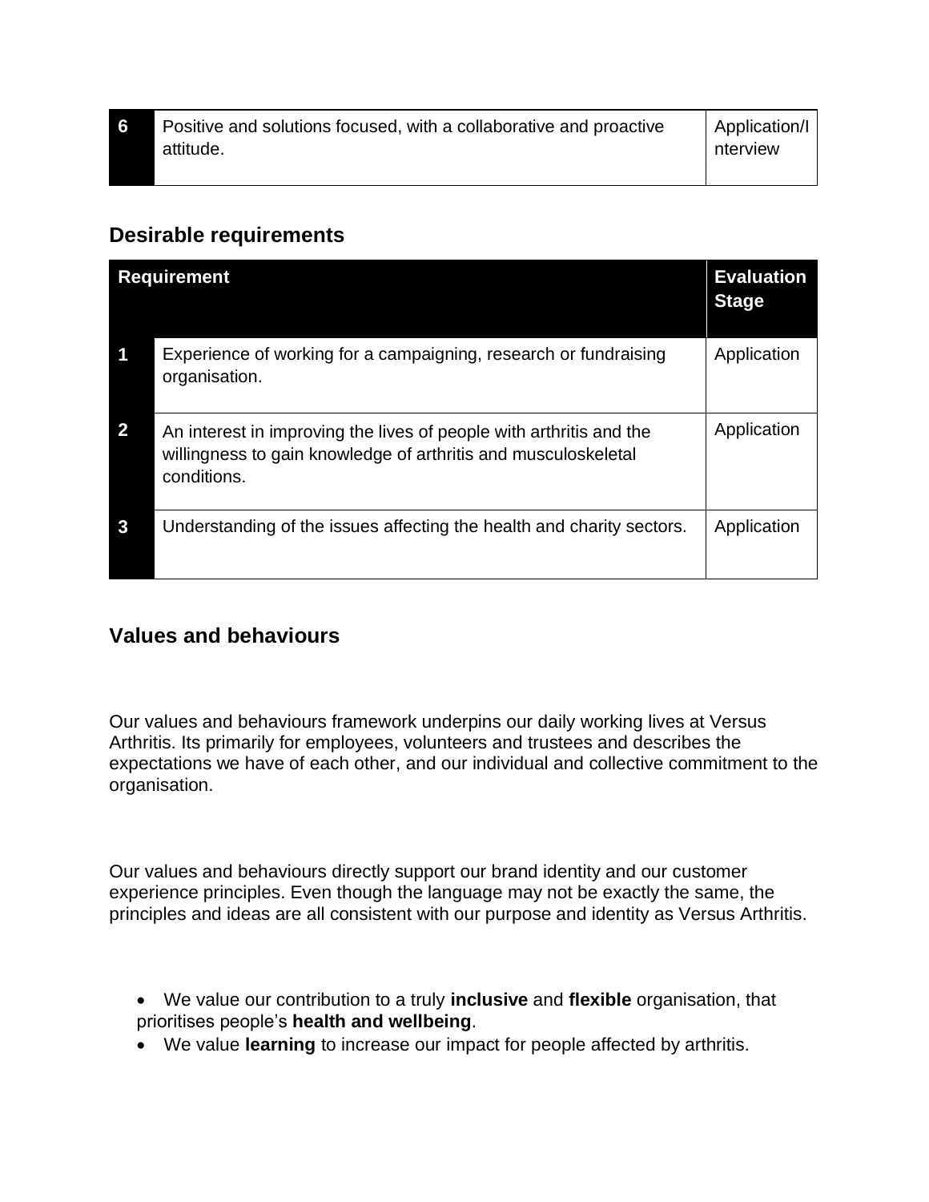| 6 | Positive and solutions focused, with a collaborative and proactive attitude. | Application/Interview |
|---|---|---|

## Desirable requirements

| Requirement | | Evaluation Stage |
|---|---|---|
| 1 | Experience of working for a campaigning, research or fundraising organisation. | Application |
| 2 | An interest in improving the lives of people with arthritis and the willingness to gain knowledge of arthritis and musculoskeletal conditions. | Application |
| 3 | Understanding of the issues affecting the health and charity sectors. | Application |

## Values and behaviours

Our values and behaviours framework underpins our daily working lives at Versus Arthritis. Its primarily for employees, volunteers and trustees and describes the expectations we have of each other, and our individual and collective commitment to the organisation.

Our values and behaviours directly support our brand identity and our customer experience principles. Even though the language may not be exactly the same, the principles and ideas are all consistent with our purpose and identity as Versus Arthritis.

- We value our contribution to a truly **inclusive** and **flexible** organisation, that prioritises people's **health and wellbeing**.
- We value **learning** to increase our impact for people affected by arthritis.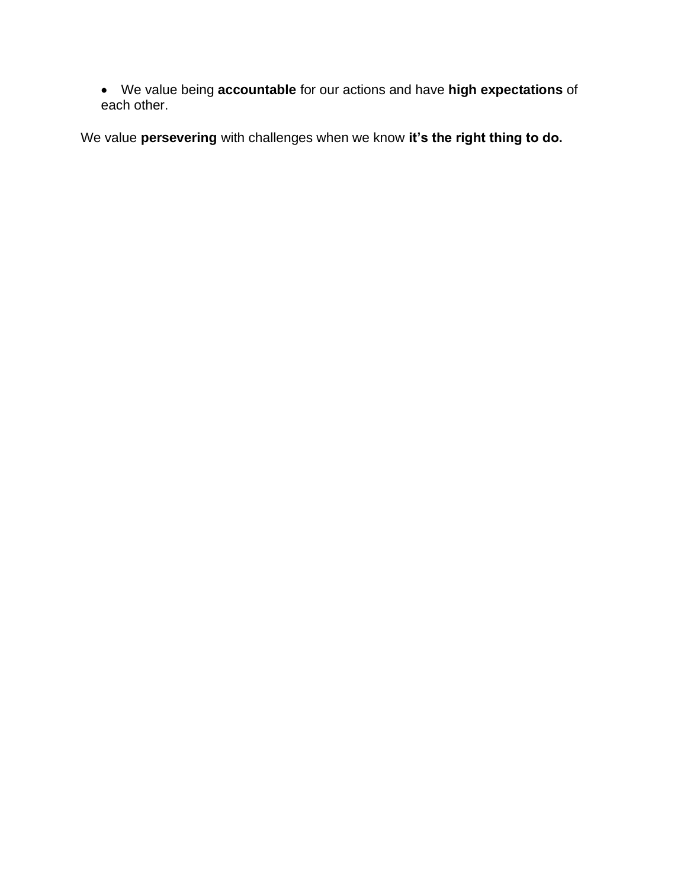- We value being **accountable** for our actions and have **high expectations** of each other.

We value **persevering** with challenges when we know **it's the right thing to do.**